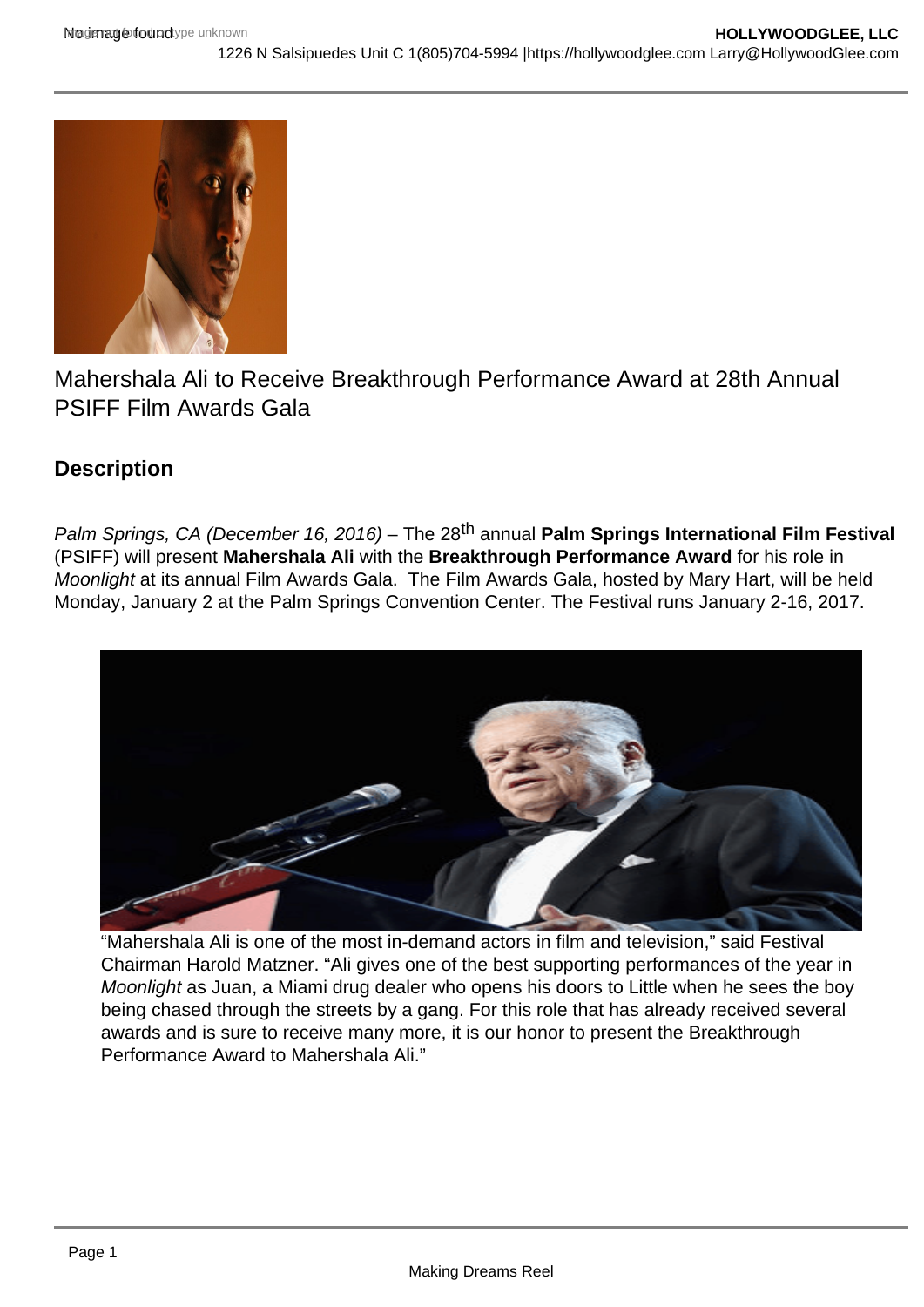# Mahershala Ali to Receive Breakthrough Performance Award at 28th Annual PSIFF Film Awards Gala

## Description

*Palm Springs, CA (December 16, 2016)* – The 28th annual **Palm Springs International Film Festival** (PSIFF) will present **Mahershala Ali** with the **Breakthrough Performance Award** for his role in *Moonlight* at its annual Film Awards Gala. The Film Awards Gala, hosted by Mary Hart, will be held Monday, January 2 at the Palm Springs Convention Center. The Festival runs January 2-16, 2017.

"Mahershala Ali is one of the most in-demand actors in film and television," said Festival Chairman Harold Matzner. "Ali gives one of the best supporting performances of the year in *Moonlight* as Juan, a Miami drug dealer who opens his doors to Little when he sees the boy being chased through the streets by a gang. For this role that has already received several awards and is sure to receive many more, it is our honor to present the Breakthrough Performance Award to Mahershala Ali."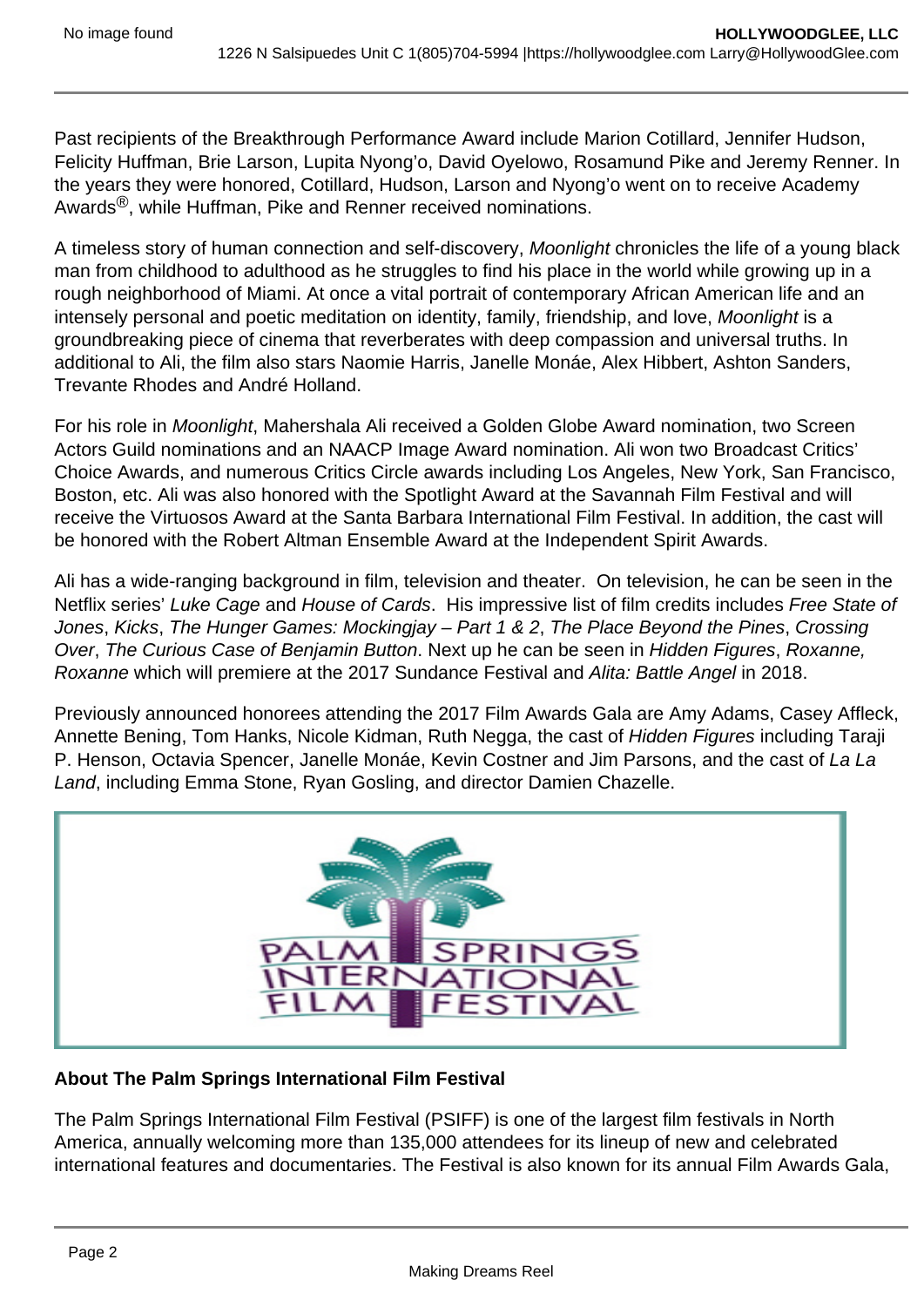Past recipients of the Breakthrough Performance Award include Marion Cotillard, Jennifer Hudson, Felicity Huffman, Brie Larson, Lupita Nyong'o, David Oyelowo, Rosamund Pike and Jeremy Renner. In the years they were honored, Cotillard, Hudson, Larson and Nyong'o went on to receive Academy Awards®, while Huffman, Pike and Renner received nominations.

A timeless story of human connection and self-discovery, *Moonlight* chronicles the life of a young black man from childhood to adulthood as he struggles to find his place in the world while growing up in a rough neighborhood of Miami. At once a vital portrait of contemporary African American life and an intensely personal and poetic meditation on identity, family, friendship, and love, *Moonlight* is a groundbreaking piece of cinema that reverberates with deep compassion and universal truths. In additional to Ali, the film also stars Naomie Harris, Janelle Monáe, Alex Hibbert, Ashton Sanders, Trevante Rhodes and André Holland.

For his role in *Moonlight*, Mahershala Ali received a Golden Globe Award nomination, two Screen Actors Guild nominations and an NAACP Image Award nomination. Ali won two Broadcast Critics' Choice Awards, and numerous Critics Circle awards including Los Angeles, New York, San Francisco, Boston, etc. Ali was also honored with the Spotlight Award at the Savannah Film Festival and will receive the Virtuosos Award at the Santa Barbara International Film Festival. In addition, the cast will be honored with the Robert Altman Ensemble Award at the Independent Spirit Awards.

Ali has a wide-ranging background in film, television and theater. On television, he can be seen in the Netflix series' *Luke Cage* and *House of Cards*. His impressive list of film credits includes *Free State of Jones*, *Kicks*, *The Hunger Games: Mockingjay – Part 1 & 2*, *The Place Beyond the Pines*, *Crossing Over*, *The Curious Case of Benjamin Button*. Next up he can be seen in *Hidden Figures*, *Roxanne, Roxanne* which will premiere at the 2017 Sundance Festival and *Alita: Battle Angel* in 2018.

Previously announced honorees attending the 2017 Film Awards Gala are Amy Adams, Casey Affleck, Annette Bening, Tom Hanks, Nicole Kidman, Ruth Negga, the cast of *Hidden Figures* including Taraji P. Henson, Octavia Spencer, Janelle Monáe, Kevin Costner and Jim Parsons, and the cast of *La La Land*, including Emma Stone, Ryan Gosling, and director Damien Chazelle.

PALM SPRINGS INTERNATIONAL FILM FESTIVAL

**About The Palm Springs International Film Festival**

The Palm Springs International Film Festival (PSIFF) is one of the largest film festivals in North America, annually welcoming more than 135,000 attendees for its lineup of new and celebrated international features and documentaries. The Festival is also known for its annual Film Awards Gala,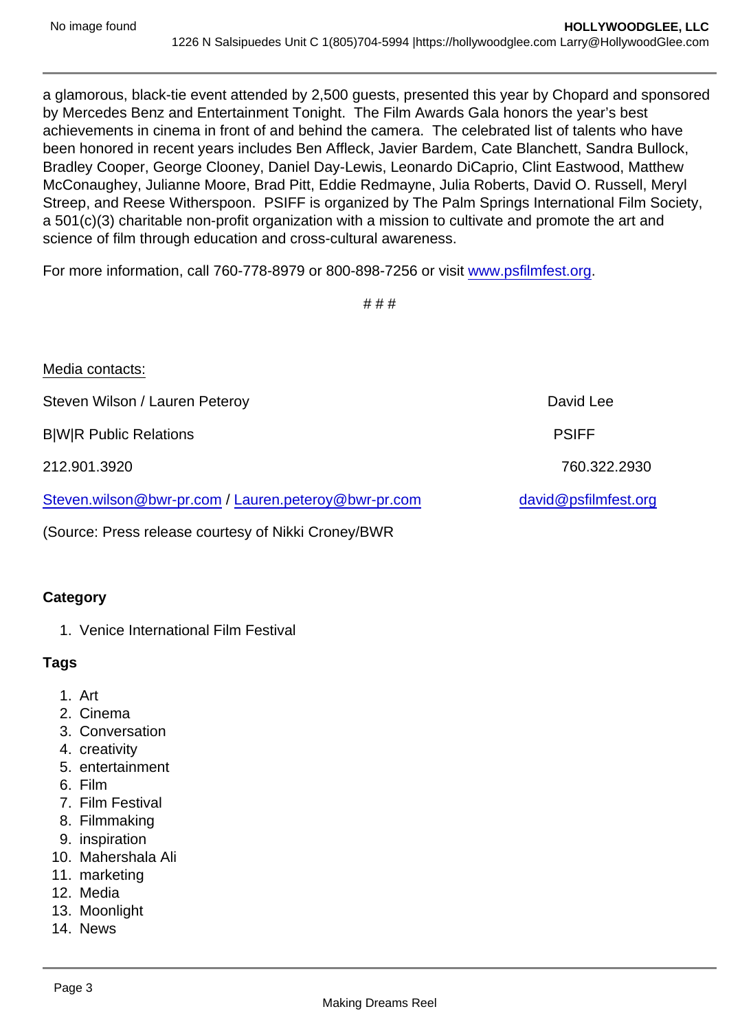a glamorous, black-tie event attended by 2,500 guests, presented this year by Chopard and sponsored by Mercedes Benz and Entertainment Tonight. The Film Awards Gala honors the year's best achievements in cinema in front of and behind the camera. The celebrated list of talents who have been honored in recent years includes Ben Affleck, Javier Bardem, Cate Blanchett, Sandra Bullock, Bradley Cooper, George Clooney, Daniel Day-Lewis, Leonardo DiCaprio, Clint Eastwood, Matthew McConaughey, Julianne Moore, Brad Pitt, Eddie Redmayne, Julia Roberts, David O. Russell, Meryl Streep, and Reese Witherspoon. PSIFF is organized by The Palm Springs International Film Society, a 501(c)(3) charitable non-profit organization with a mission to cultivate and promote the art and science of film through education and cross-cultural awareness.

For more information, call 760-778-8979 or 800-898-7256 or visit [www.psfilmfest.org](http://www.psfilmfest.org).

# # #

Media contacts:

| | |
|---|---|
| Steven Wilson / Lauren Peteroy | David Lee |
| B|W|R Public Relations | PSIFF |
| 212.901.3920 | 760.322.2930 |
| Steven.wilson@bwr-pr.com / Lauren.peteroy@bwr-pr.com | david@psfilmfest.org |

(Source: Press release courtesy of Nikki Croney/BWR

**Category**

1. Venice International Film Festival

**Tags**

1. Art
2. Cinema
3. Conversation
4. creativity
5. entertainment
6. Film
7. Film Festival
8. Filmmaking
9. inspiration
10. Mahershala Ali
11. marketing
12. Media
13. Moonlight
14. News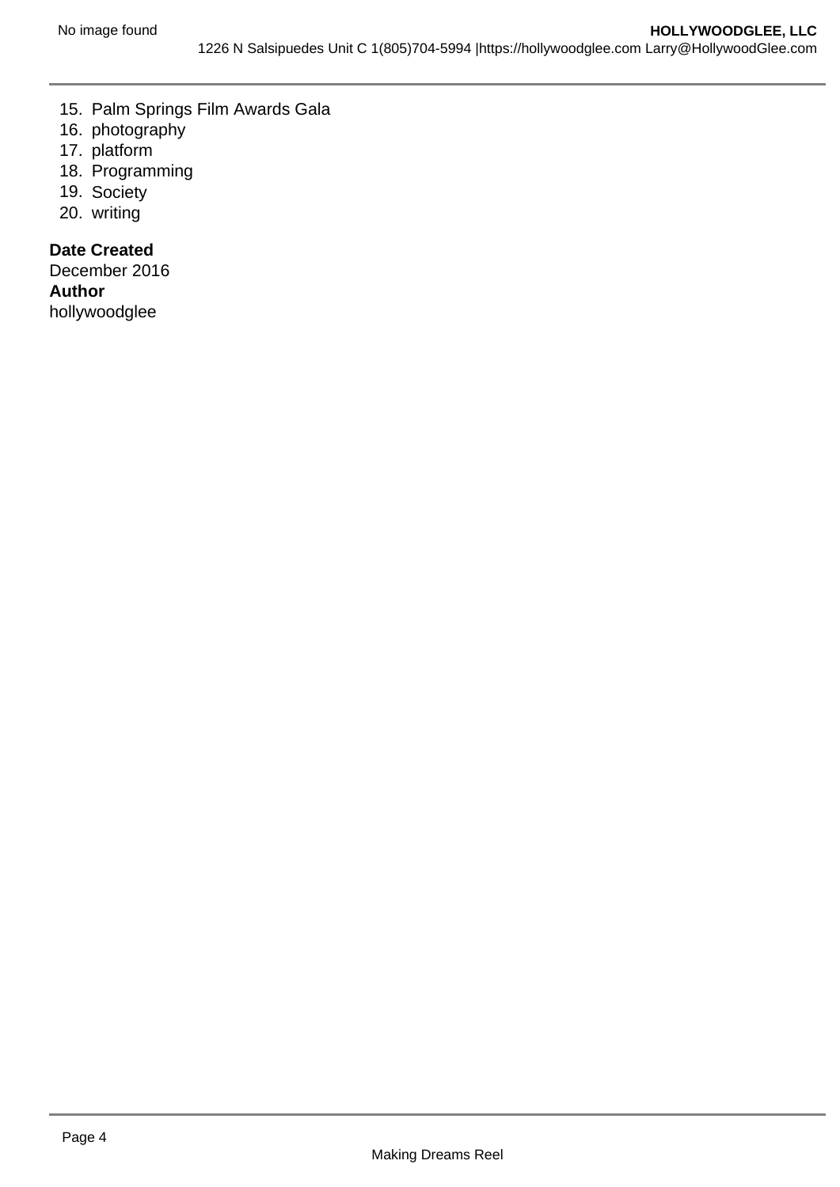15. Palm Springs Film Awards Gala
16. photography
17. platform
18. Programming
19. Society
20. writing

**Date Created**
December 2016
**Author**
hollywoodglee